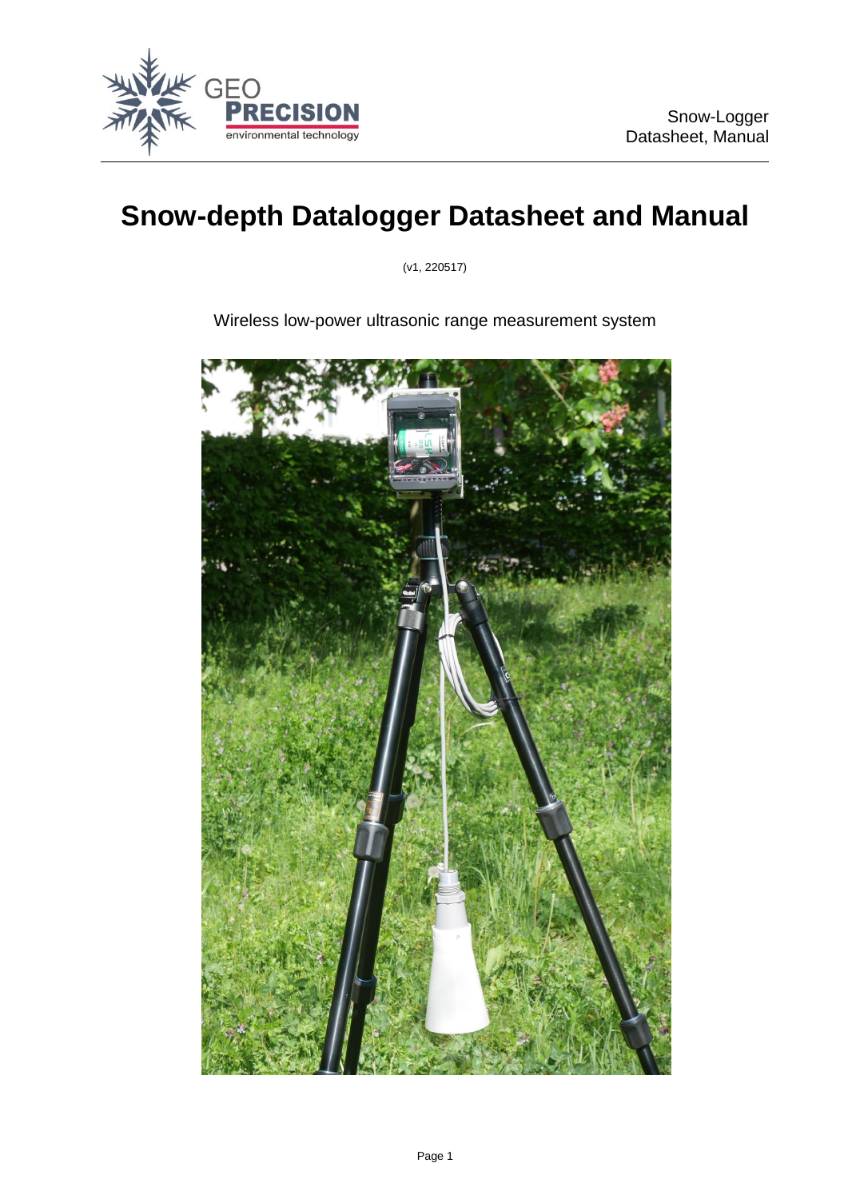# Snow-depth Datalogger Datasheet and Manual

(v1, 220517)

Wireless low-power ultrasonic range measurement system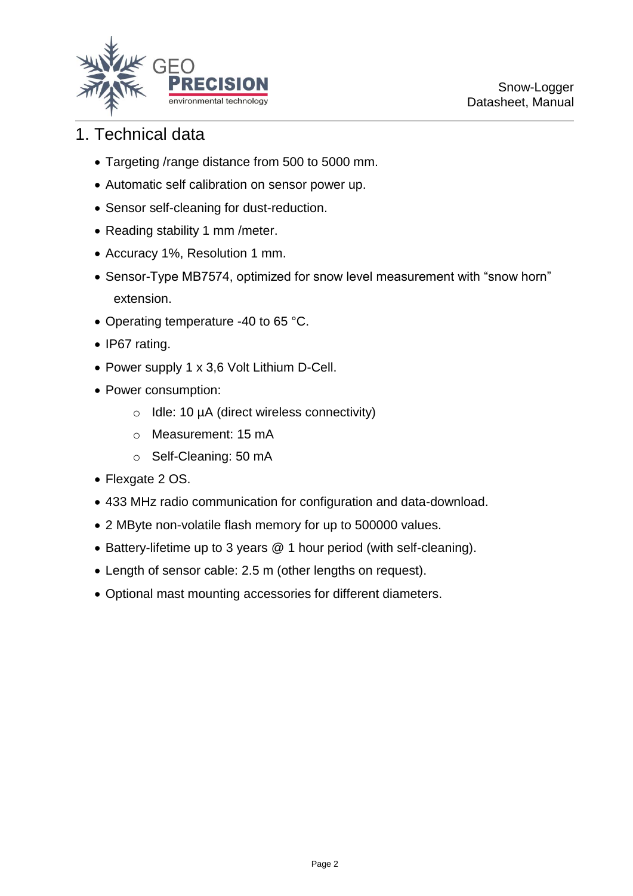# 1. Technical data

- Targeting /range distance from 500 to 5000 mm.
- Automatic self calibration on sensor power up.
- Sensor self-cleaning for dust-reduction.
- Reading stability 1 mm /meter.
- Accuracy 1%, Resolution 1 mm.
- Sensor-Type MB7574, optimized for snow level measurement with “snow horn” extension.
- Operating temperature -40 to 65 °C.
- IP67 rating.
- Power supply 1 x 3,6 Volt Lithium D-Cell.
- Power consumption:
  - Idle: 10 µA (direct wireless connectivity)
  - Measurement: 15 mA
  - Self-Cleaning: 50 mA
- Flexgate 2 OS.
- 433 MHz radio communication for configuration and data-download.
- 2 MByte non-volatile flash memory for up to 500000 values.
- Battery-lifetime up to 3 years @ 1 hour period (with self-cleaning).
- Length of sensor cable: 2.5 m (other lengths on request).
- Optional mast mounting accessories for different diameters.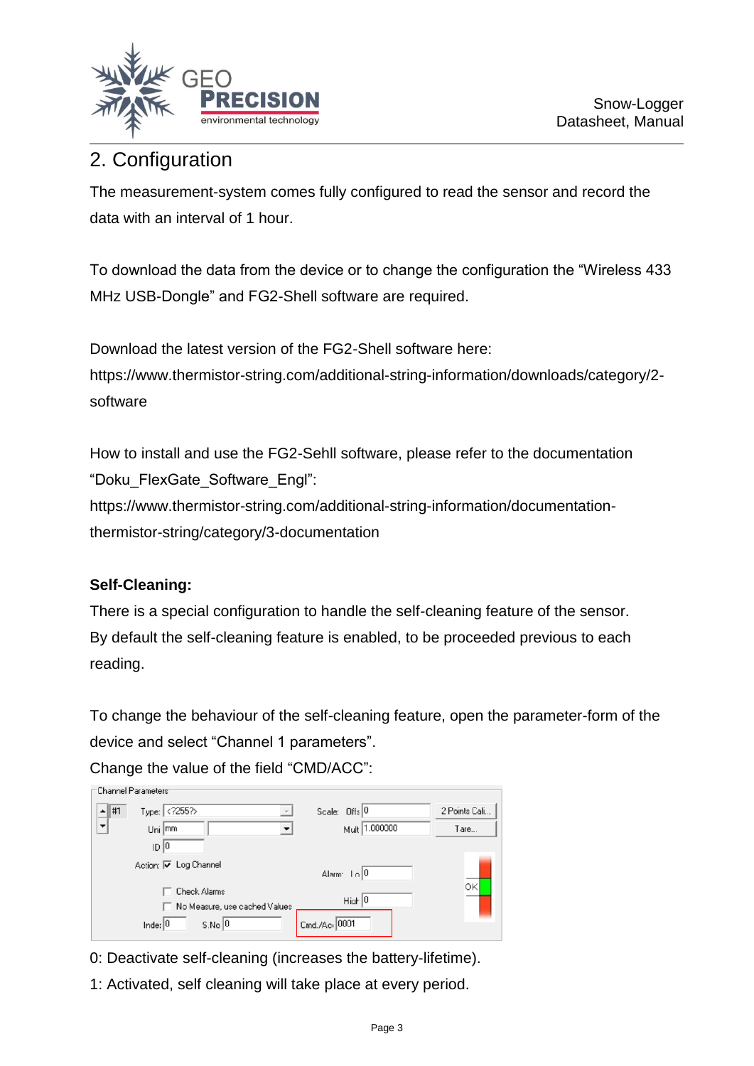## 2. Configuration

The measurement-system comes fully configured to read the sensor and record the data with an interval of 1 hour.

To download the data from the device or to change the configuration the “Wireless 433 MHz USB-Dongle” and FG2-Shell software are required.

Download the latest version of the FG2-Shell software here:
https://www.thermistor-string.com/additional-string-information/downloads/category/2-software

How to install and use the FG2-Sehll software, please refer to the documentation “Doku_FlexGate_Software_Engl”:
https://www.thermistor-string.com/additional-string-information/documentation-thermistor-string/category/3-documentation

**Self-Cleaning:**

There is a special configuration to handle the self-cleaning feature of the sensor. By default the self-cleaning feature is enabled, to be proceeded previous to each reading.

To change the behaviour of the self-cleaning feature, open the parameter-form of the device and select “Channel 1 parameters”.

Change the value of the field “CMD/ACC”:

0: Deactivate self-cleaning (increases the battery-lifetime).

1: Activated, self cleaning will take place at every period.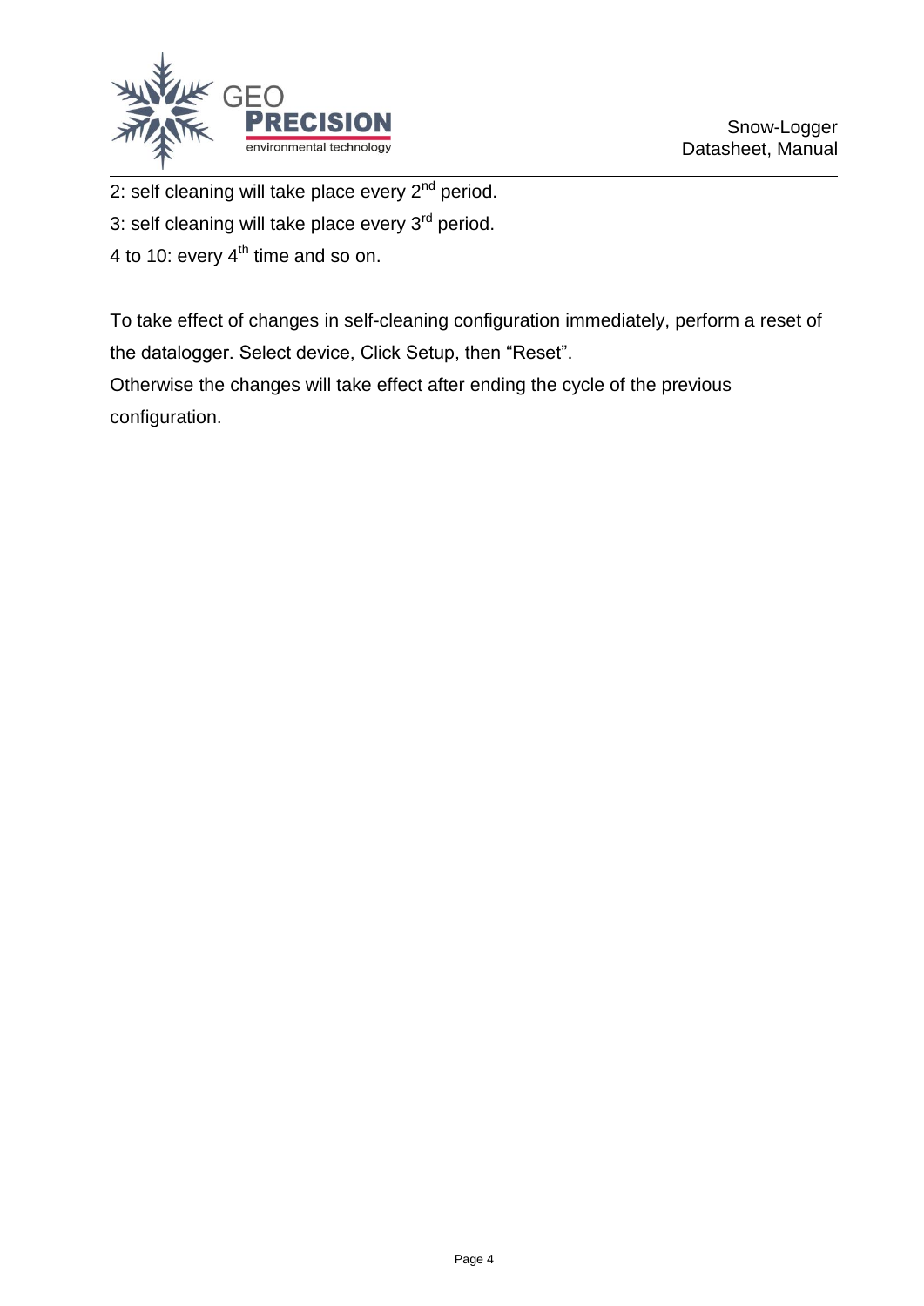2: self cleaning will take place every 2nd period.

3: self cleaning will take place every 3rd period.

4 to 10: every 4th time and so on.

To take effect of changes in self-cleaning configuration immediately, perform a reset of the datalogger. Select device, Click Setup, then “Reset”.

Otherwise the changes will take effect after ending the cycle of the previous configuration.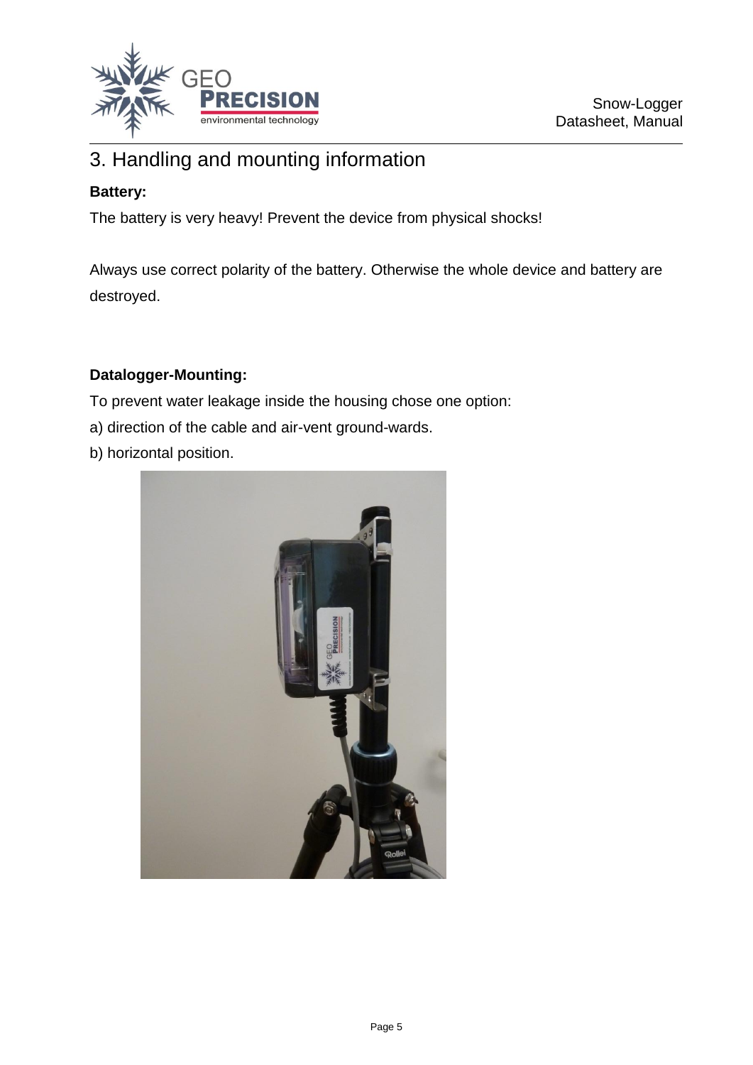# 3. Handling and mounting information

**Battery:**

The battery is very heavy! Prevent the device from physical shocks!

Always use correct polarity of the battery. Otherwise the whole device and battery are destroyed.

**Datalogger-Mounting:**

To prevent water leakage inside the housing chose one option:

a) direction of the cable and air-vent ground-wards.

b) horizontal position.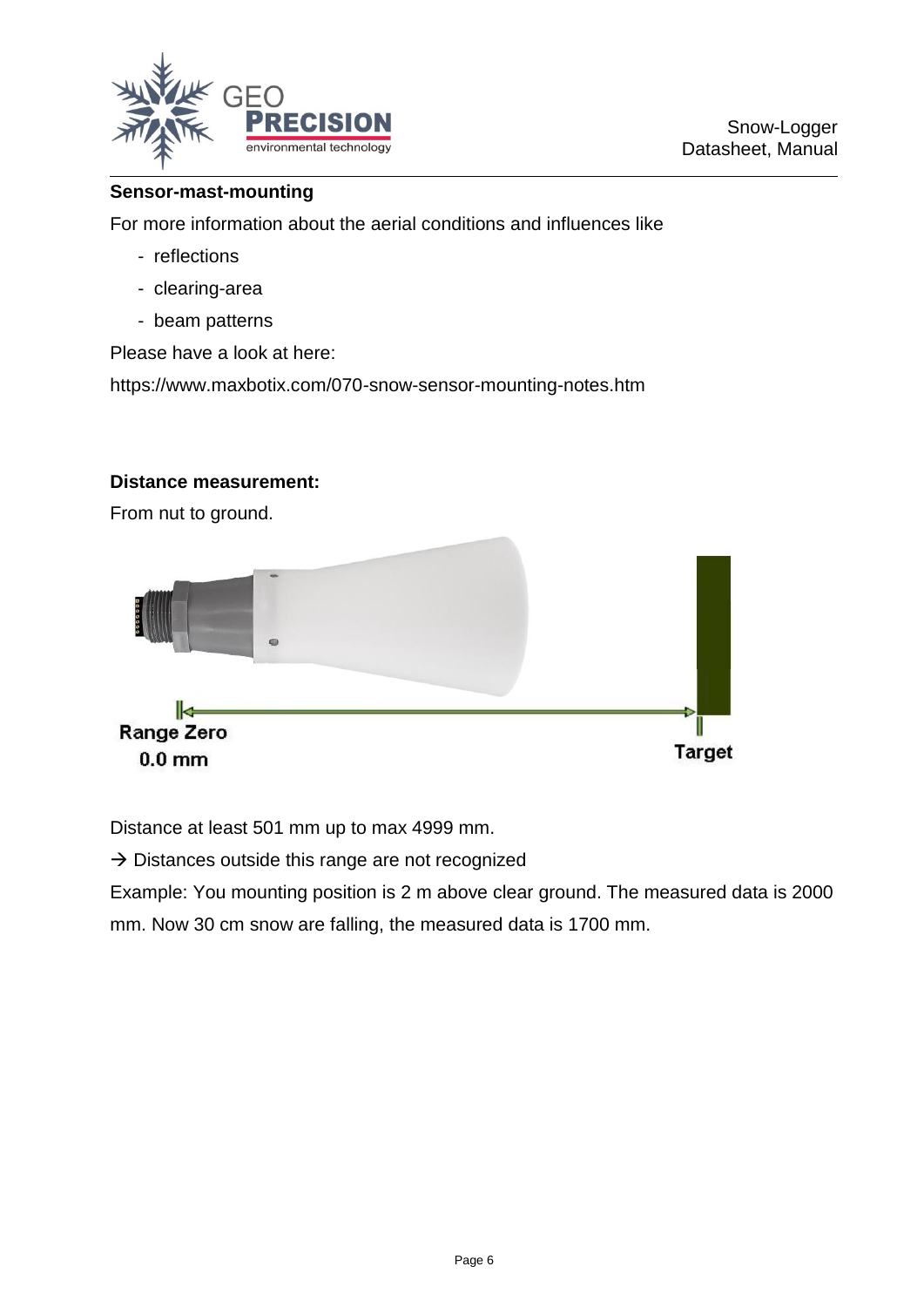**Sensor-mast-mounting**

For more information about the aerial conditions and influences like

- reflections
- clearing-area
- beam patterns

Please have a look at here:

https://www.maxbotix.com/070-snow-sensor-mounting-notes.htm

**Distance measurement:**

From nut to ground.

Range Zero
0.0 mm

Target

Distance at least 501 mm up to max 4999 mm.

→ Distances outside this range are not recognized

Example: You mounting position is 2 m above clear ground. The measured data is 2000 mm. Now 30 cm snow are falling, the measured data is 1700 mm.